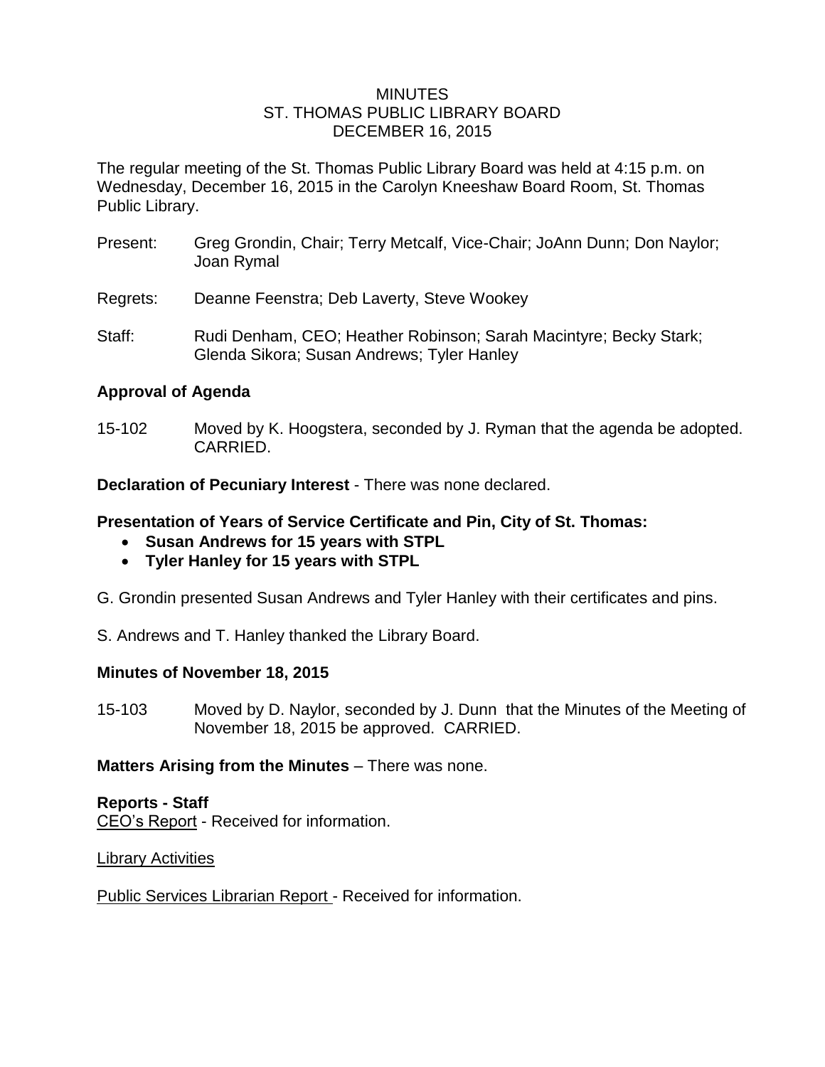MINUTES
ST. THOMAS PUBLIC LIBRARY BOARD
DECEMBER 16, 2015

The regular meeting of the St. Thomas Public Library Board was held at 4:15 p.m. on Wednesday, December 16, 2015 in the Carolyn Kneeshaw Board Room, St. Thomas Public Library.

Present: Greg Grondin, Chair; Terry Metcalf, Vice-Chair; JoAnn Dunn; Don Naylor; Joan Rymal

Regrets: Deanne Feenstra; Deb Laverty, Steve Wookey

Staff: Rudi Denham, CEO; Heather Robinson; Sarah Macintyre; Becky Stark; Glenda Sikora; Susan Andrews; Tyler Hanley

**Approval of Agenda**

15-102 Moved by K. Hoogstera, seconded by J. Ryman that the agenda be adopted. CARRIED.

**Declaration of Pecuniary Interest** - There was none declared.

**Presentation of Years of Service Certificate and Pin, City of St. Thomas:**

- **Susan Andrews for 15 years with STPL**
- **Tyler Hanley for 15 years with STPL**

G. Grondin presented Susan Andrews and Tyler Hanley with their certificates and pins.

S. Andrews and T. Hanley thanked the Library Board.

**Minutes of November 18, 2015**

15-103 Moved by D. Naylor, seconded by J. Dunn that the Minutes of the Meeting of November 18, 2015 be approved. CARRIED.

**Matters Arising from the Minutes** – There was none.

**Reports - Staff**

<u>CEO's Report</u> - Received for information.

<u>Library Activities</u>

<u>Public Services Librarian Report</u> - Received for information.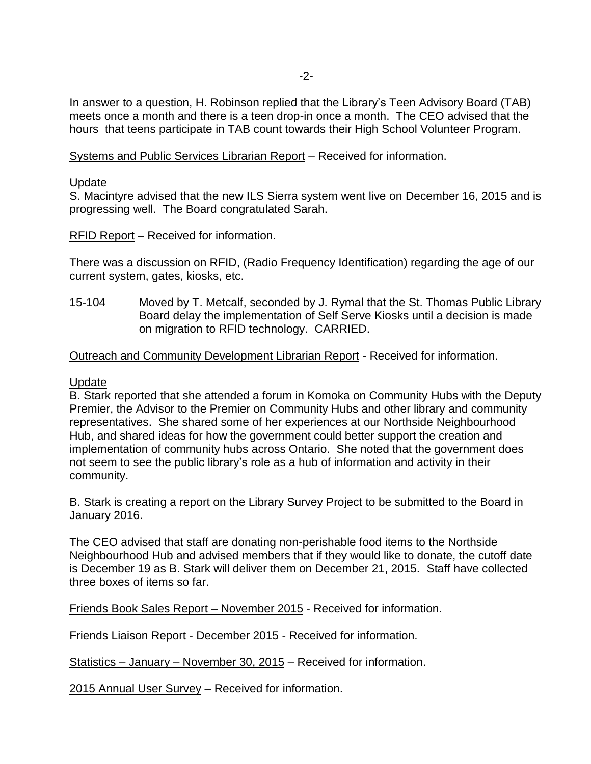In answer to a question, H. Robinson replied that the Library's Teen Advisory Board (TAB) meets once a month and there is a teen drop-in once a month. The CEO advised that the hours that teens participate in TAB count towards their High School Volunteer Program.

<u>Systems and Public Services Librarian Report</u> – Received for information.

<u>Update</u>
S. Macintyre advised that the new ILS Sierra system went live on December 16, 2015 and is progressing well. The Board congratulated Sarah.

<u>RFID Report</u> – Received for information.

There was a discussion on RFID, (Radio Frequency Identification) regarding the age of our current system, gates, kiosks, etc.

15-104 Moved by T. Metcalf, seconded by J. Rymal that the St. Thomas Public Library Board delay the implementation of Self Serve Kiosks until a decision is made on migration to RFID technology. CARRIED.

<u>Outreach and Community Development Librarian Report</u> - Received for information.

<u>Update</u>
B. Stark reported that she attended a forum in Komoka on Community Hubs with the Deputy Premier, the Advisor to the Premier on Community Hubs and other library and community representatives. She shared some of her experiences at our Northside Neighbourhood Hub, and shared ideas for how the government could better support the creation and implementation of community hubs across Ontario. She noted that the government does not seem to see the public library's role as a hub of information and activity in their community.

B. Stark is creating a report on the Library Survey Project to be submitted to the Board in January 2016.

The CEO advised that staff are donating non-perishable food items to the Northside Neighbourhood Hub and advised members that if they would like to donate, the cutoff date is December 19 as B. Stark will deliver them on December 21, 2015. Staff have collected three boxes of items so far.

<u>Friends Book Sales Report – November 2015</u> - Received for information.

<u>Friends Liaison Report - December 2015</u> - Received for information.

<u>Statistics – January – November 30, 2015</u> – Received for information.

<u>2015 Annual User Survey</u> – Received for information.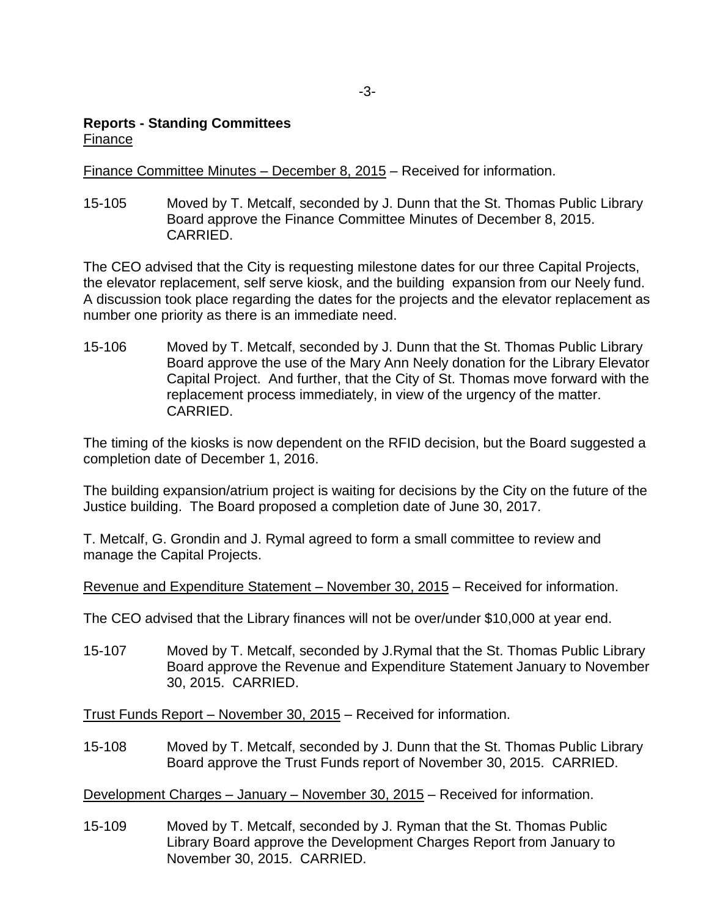**Reports - Standing Committees**
Finance

Finance Committee Minutes – December 8, 2015 – Received for information.

15-105 Moved by T. Metcalf, seconded by J. Dunn that the St. Thomas Public Library Board approve the Finance Committee Minutes of December 8, 2015. CARRIED.

The CEO advised that the City is requesting milestone dates for our three Capital Projects, the elevator replacement, self serve kiosk, and the building expansion from our Neely fund. A discussion took place regarding the dates for the projects and the elevator replacement as number one priority as there is an immediate need.

15-106 Moved by T. Metcalf, seconded by J. Dunn that the St. Thomas Public Library Board approve the use of the Mary Ann Neely donation for the Library Elevator Capital Project. And further, that the City of St. Thomas move forward with the replacement process immediately, in view of the urgency of the matter. CARRIED.

The timing of the kiosks is now dependent on the RFID decision, but the Board suggested a completion date of December 1, 2016.

The building expansion/atrium project is waiting for decisions by the City on the future of the Justice building. The Board proposed a completion date of June 30, 2017.

T. Metcalf, G. Grondin and J. Rymal agreed to form a small committee to review and manage the Capital Projects.

Revenue and Expenditure Statement – November 30, 2015 – Received for information.

The CEO advised that the Library finances will not be over/under $10,000 at year end.

15-107 Moved by T. Metcalf, seconded by J.Rymal that the St. Thomas Public Library Board approve the Revenue and Expenditure Statement January to November 30, 2015. CARRIED.

Trust Funds Report – November 30, 2015 – Received for information.

15-108 Moved by T. Metcalf, seconded by J. Dunn that the St. Thomas Public Library Board approve the Trust Funds report of November 30, 2015. CARRIED.

Development Charges – January – November 30, 2015 – Received for information.

15-109 Moved by T. Metcalf, seconded by J. Ryman that the St. Thomas Public Library Board approve the Development Charges Report from January to November 30, 2015. CARRIED.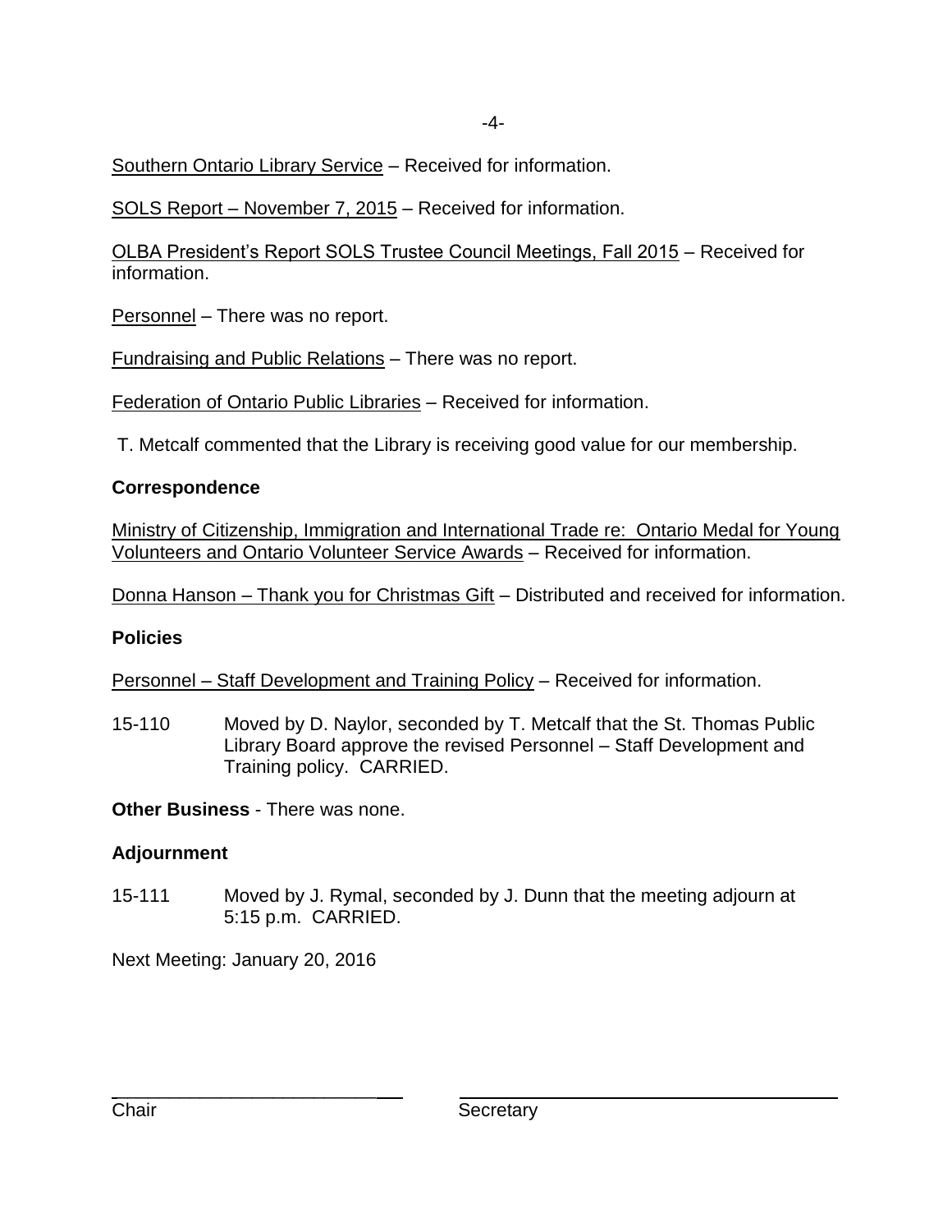Southern Ontario Library Service – Received for information.

SOLS Report – November 7, 2015 – Received for information.

OLBA President's Report SOLS Trustee Council Meetings, Fall 2015 – Received for information.

Personnel – There was no report.

Fundraising and Public Relations – There was no report.

Federation of Ontario Public Libraries – Received for information.

T. Metcalf commented that the Library is receiving good value for our membership.

**Correspondence**

Ministry of Citizenship, Immigration and International Trade re: Ontario Medal for Young Volunteers and Ontario Volunteer Service Awards – Received for information.

Donna Hanson – Thank you for Christmas Gift – Distributed and received for information.

**Policies**

Personnel – Staff Development and Training Policy – Received for information.

15-110 Moved by D. Naylor, seconded by T. Metcalf that the St. Thomas Public Library Board approve the revised Personnel – Staff Development and Training policy. CARRIED.

**Other Business** - There was none.

**Adjournment**

15-111 Moved by J. Rymal, seconded by J. Dunn that the meeting adjourn at 5:15 p.m. CARRIED.

Next Meeting: January 20, 2016

\_\_\_\_\_\_\_\_\_\_\_\_\_\_\_\_\_\_\_\_\_\_\_\_\_\_ \_\_\_\_\_\_\_\_\_\_\_\_\_\_\_\_\_\_\_\_\_\_\_\_\_\_

Chair Secretary